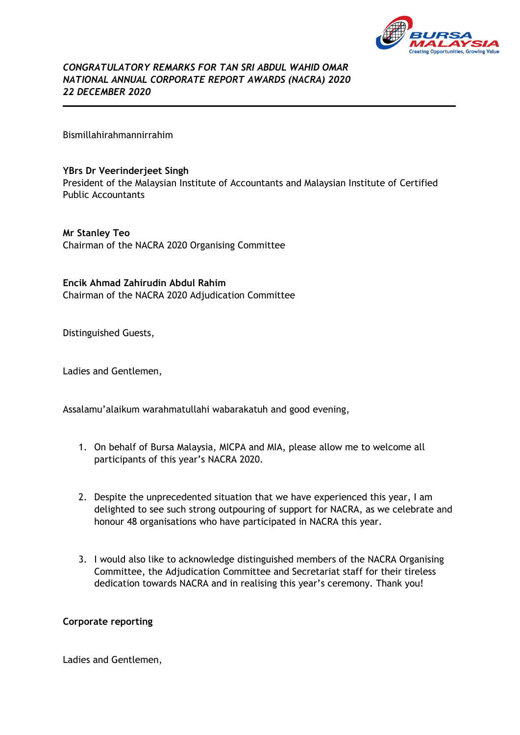*CONGRATULATORY REMARKS FOR TAN SRI ABDUL WAHID OMAR*
*NATIONAL ANNUAL CORPORATE REPORT AWARDS (NACRA) 2020*
*22 DECEMBER 2020*

---

Bismillahirahmannirrahim

**YBrs Dr Veerinderjeet Singh**
President of the Malaysian Institute of Accountants and Malaysian Institute of Certified Public Accountants

**Mr Stanley Teo**
Chairman of the NACRA 2020 Organising Committee

**Encik Ahmad Zahirudin Abdul Rahim**
Chairman of the NACRA 2020 Adjudication Committee

Distinguished Guests,

Ladies and Gentlemen,

Assalamu'alaikum warahmatullahi wabarakatuh and good evening,

1. On behalf of Bursa Malaysia, MICPA and MIA, please allow me to welcome all participants of this year's NACRA 2020.

2. Despite the unprecedented situation that we have experienced this year, I am delighted to see such strong outpouring of support for NACRA, as we celebrate and honour 48 organisations who have participated in NACRA this year.

3. I would also like to acknowledge distinguished members of the NACRA Organising Committee, the Adjudication Committee and Secretariat staff for their tireless dedication towards NACRA and in realising this year's ceremony. Thank you!

**Corporate reporting**

Ladies and Gentlemen,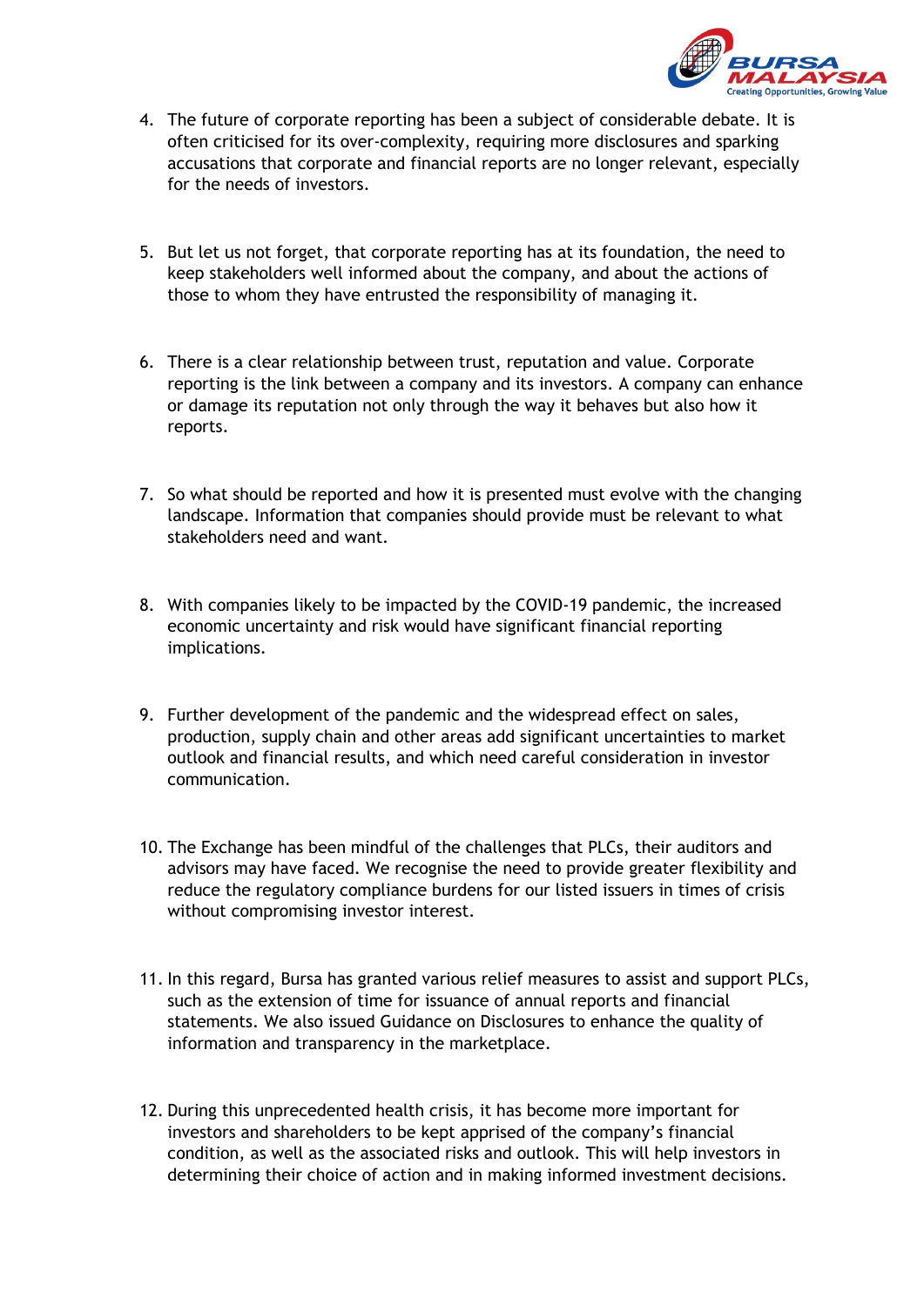4. The future of corporate reporting has been a subject of considerable debate. It is often criticised for its over-complexity, requiring more disclosures and sparking accusations that corporate and financial reports are no longer relevant, especially for the needs of investors.

5. But let us not forget, that corporate reporting has at its foundation, the need to keep stakeholders well informed about the company, and about the actions of those to whom they have entrusted the responsibility of managing it.

6. There is a clear relationship between trust, reputation and value. Corporate reporting is the link between a company and its investors. A company can enhance or damage its reputation not only through the way it behaves but also how it reports.

7. So what should be reported and how it is presented must evolve with the changing landscape. Information that companies should provide must be relevant to what stakeholders need and want.

8. With companies likely to be impacted by the COVID-19 pandemic, the increased economic uncertainty and risk would have significant financial reporting implications.

9. Further development of the pandemic and the widespread effect on sales, production, supply chain and other areas add significant uncertainties to market outlook and financial results, and which need careful consideration in investor communication.

10. The Exchange has been mindful of the challenges that PLCs, their auditors and advisors may have faced. We recognise the need to provide greater flexibility and reduce the regulatory compliance burdens for our listed issuers in times of crisis without compromising investor interest.

11. In this regard, Bursa has granted various relief measures to assist and support PLCs, such as the extension of time for issuance of annual reports and financial statements. We also issued Guidance on Disclosures to enhance the quality of information and transparency in the marketplace.

12. During this unprecedented health crisis, it has become more important for investors and shareholders to be kept apprised of the company's financial condition, as well as the associated risks and outlook. This will help investors in determining their choice of action and in making informed investment decisions.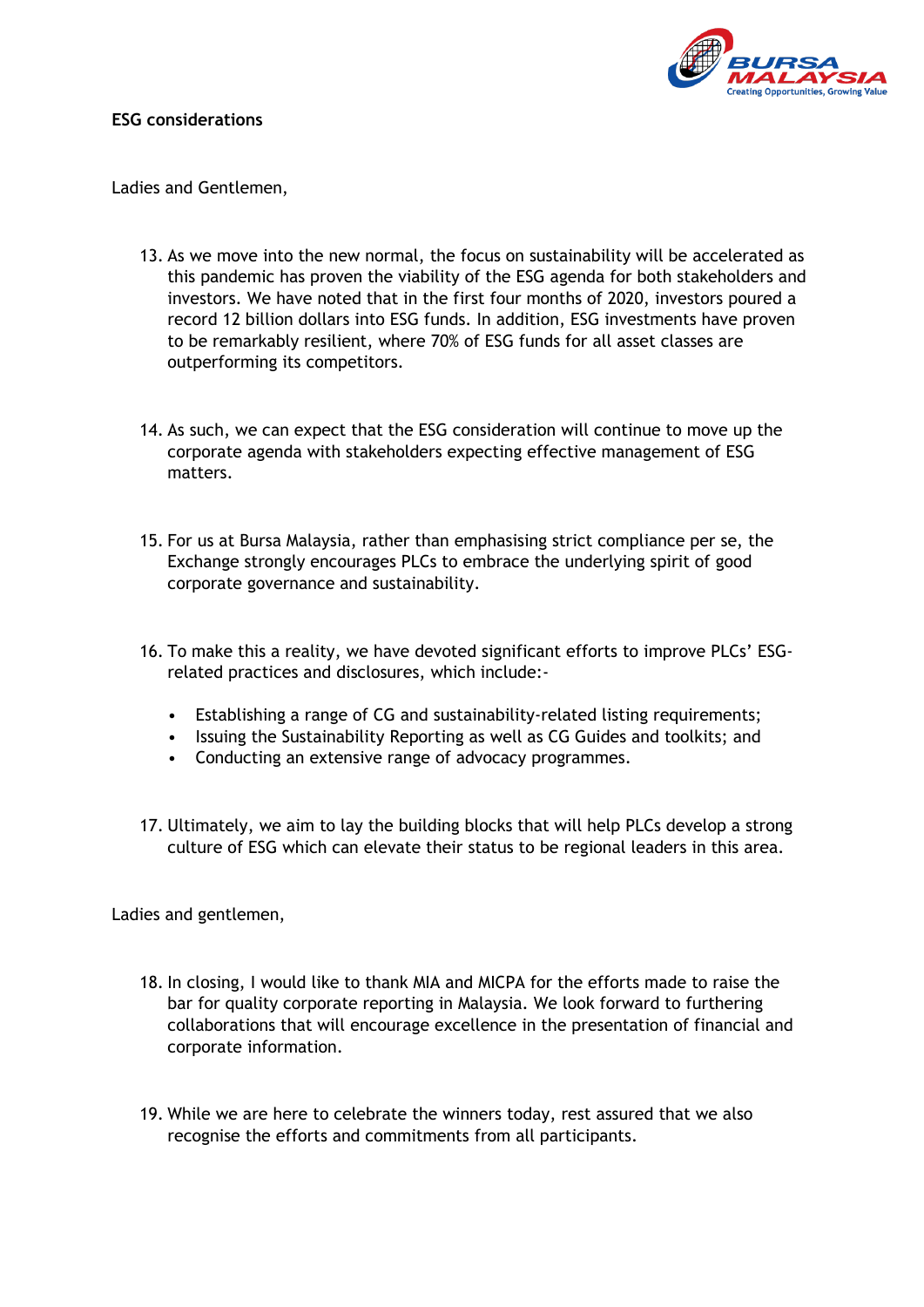**ESG considerations**

Ladies and Gentlemen,

13. As we move into the new normal, the focus on sustainability will be accelerated as this pandemic has proven the viability of the ESG agenda for both stakeholders and investors. We have noted that in the first four months of 2020, investors poured a record 12 billion dollars into ESG funds. In addition, ESG investments have proven to be remarkably resilient, where 70% of ESG funds for all asset classes are outperforming its competitors.

14. As such, we can expect that the ESG consideration will continue to move up the corporate agenda with stakeholders expecting effective management of ESG matters.

15. For us at Bursa Malaysia, rather than emphasising strict compliance per se, the Exchange strongly encourages PLCs to embrace the underlying spirit of good corporate governance and sustainability.

16. To make this a reality, we have devoted significant efforts to improve PLCs' ESG-related practices and disclosures, which include:-

    - Establishing a range of CG and sustainability-related listing requirements;
    - Issuing the Sustainability Reporting as well as CG Guides and toolkits; and
    - Conducting an extensive range of advocacy programmes.

17. Ultimately, we aim to lay the building blocks that will help PLCs develop a strong culture of ESG which can elevate their status to be regional leaders in this area.

Ladies and gentlemen,

18. In closing, I would like to thank MIA and MICPA for the efforts made to raise the bar for quality corporate reporting in Malaysia. We look forward to furthering collaborations that will encourage excellence in the presentation of financial and corporate information.

19. While we are here to celebrate the winners today, rest assured that we also recognise the efforts and commitments from all participants.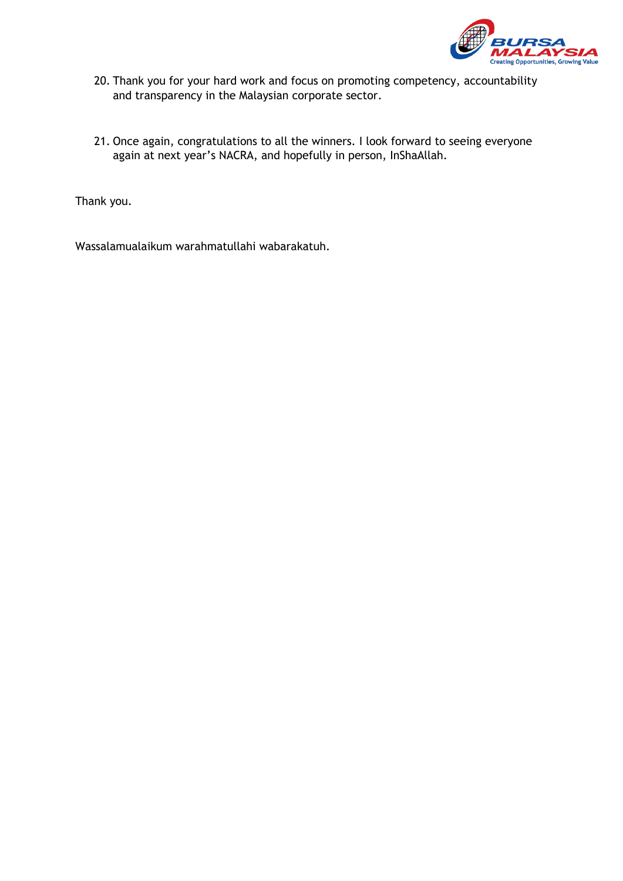20. Thank you for your hard work and focus on promoting competency, accountability and transparency in the Malaysian corporate sector.

21. Once again, congratulations to all the winners. I look forward to seeing everyone again at next year's NACRA, and hopefully in person, InShaAllah.

Thank you.

Wassalamualaikum warahmatullahi wabarakatuh.